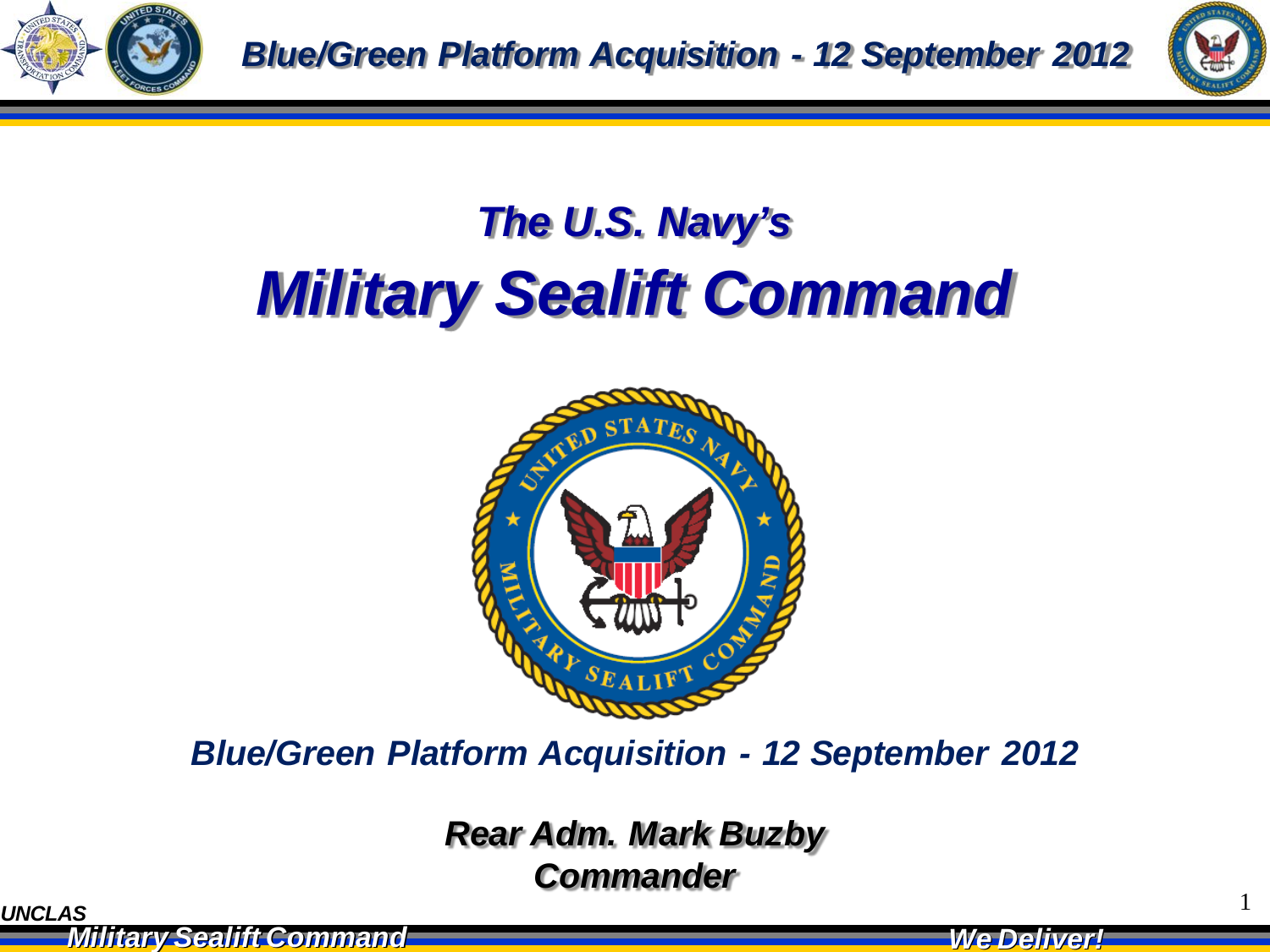## *The U.S. Navy's*

# *Military Sealift Command*

***Blue/Green Platform Acquisition - 12 September 2012***

***Rear Adm. Mark Buzby***
***Commander***

*UNCLAS*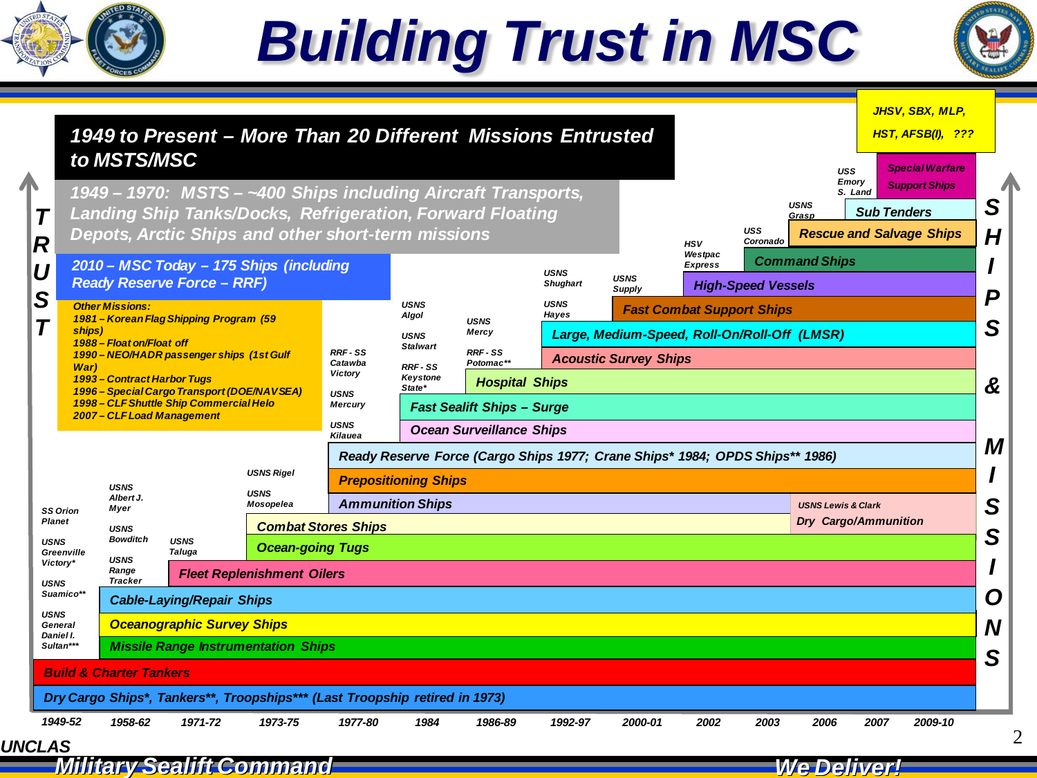# Building Trust in MSC

**1949 to Present – More Than 20 Different Missions Entrusted to MSTS/MSC**

**1949 – 1970: MSTS – ~400 Ships including Aircraft Transports, Landing Ship Tanks/Docks, Refrigeration, Forward Floating Depots, Arctic Ships and other short-term missions**

**2010 – MSC Today – 175 Ships (including Ready Reserve Force – RRF)**

**Other Missions:**

- 1981 – Korean Flag Shipping Program (59 ships)
- 1988 – Float on/Float off
- 1990 – NEO/HADR passenger ships (1st Gulf War)
- 1993 – Contract Harbor Tugs
- 1996 – Special Cargo Transport (DOE/NAVSEA)
- 1998 – CLF Shuttle Ship Commercial Helo
- 2007 – CLF Load Management

JHSV, SBX, MLP, HST, AFSB(I), ???

TRUST → SHIPS & MISSIONS

| Mission | Start | Associated ship |
|---|---|---|
| Special Warfare Support Ships | 2007 | USS Emory S. Land |
| Sub Tenders | 2006 | USNS Grasp |
| Rescue and Salvage Ships | 2006 | USNS Grasp |
| Command Ships | 2003 | USS Coronado |
| High-Speed Vessels | 2002 | HSV Westpac Express |
| Fast Combat Support Ships | 2000-01 | USNS Supply |
| Large, Medium-Speed, Roll-On/Roll-Off (LMSR) | 1992-97 | USNS Shughart |
| Acoustic Survey Ships | 1992-97 | USNS Hayes |
| Hospital Ships | 1986-89 | USNS Mercy; RRF - SS Potomac** |
| Fast Sealift Ships – Surge | 1984 | USNS Algol; RRF - SS Keystone State* |
| Ocean Surveillance Ships | 1984 | USNS Stalwart |
| Ready Reserve Force (Cargo Ships 1977; Crane Ships* 1984; OPDS Ships** 1986) | 1977-80 | RRF - SS Catawba Victory |
| Prepositioning Ships | 1977-80 | USNS Mercury |
| Ammunition Ships | 1977-80 | USNS Kilauea |
| Dry Cargo/Ammunition | 2006 | USNS Lewis & Clark |
| Combat Stores Ships | 1973-75 | USNS Rigel |
| Ocean-going Tugs | 1973-75 | USNS Mosopelea |
| Fleet Replenishment Oilers | 1971-72 | USNS Taluga |
| Cable-Laying/Repair Ships | 1958-62 | USNS Albert J. Myer |
| Oceanographic Survey Ships | 1958-62 | USNS Bowditch |
| Missile Range Instrumentation Ships | 1958-62 | USNS Range Tracker |
| Build & Charter Tankers | 1949-52 | SS Orion Planet |
| Dry Cargo Ships*, Tankers**, Troopships*** (Last Troopship retired in 1973) | 1949-52 | USNS Greenville Victory*; USNS Suamico**; USNS General Daniel I. Sultan*** |

1949-52 | 1958-62 | 1971-72 | 1973-75 | 1977-80 | 1984 | 1986-89 | 1992-97 | 2000-01 | 2002 | 2003 | 2006 | 2007 | 2009-10

UNCLAS

Military Sealift Command — We Deliver!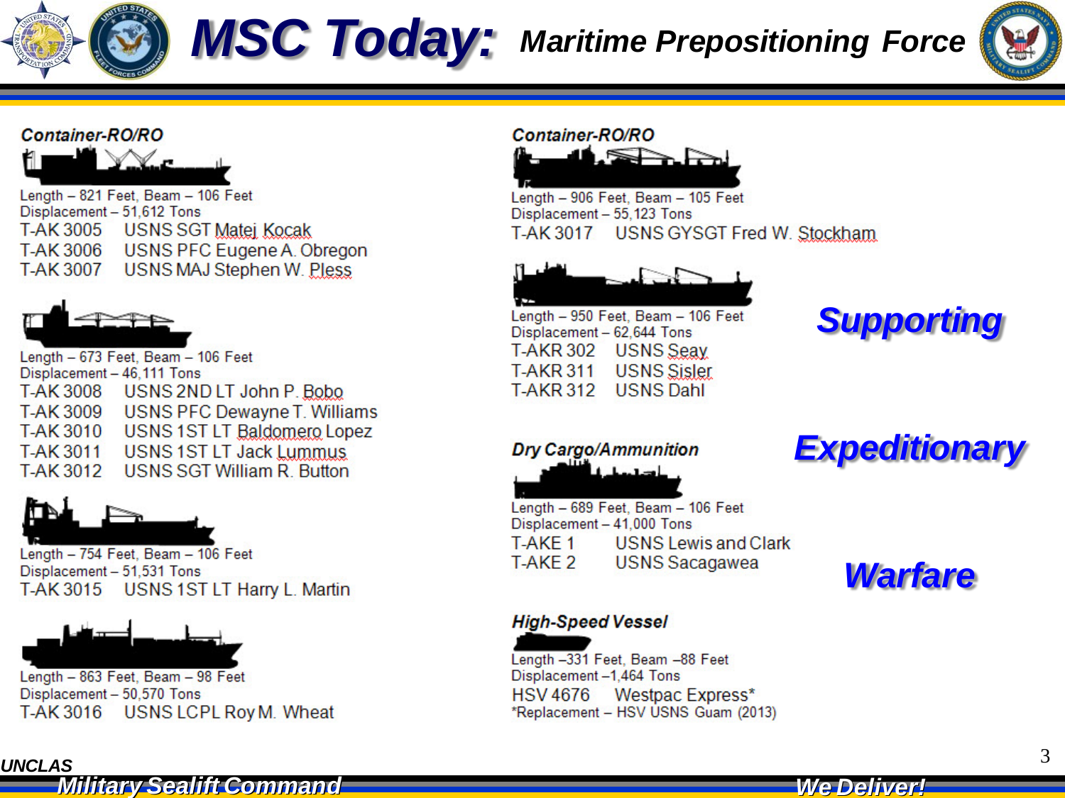# MSC Today: *Maritime Prepositioning Force*

## Container-RO/RO

Length – 821 Feet, Beam – 106 Feet
Displacement – 51,612 Tons

| | |
|---|---|
| T-AK 3005 | USNS SGT Matej Kocak |
| T-AK 3006 | USNS PFC Eugene A. Obregon |
| T-AK 3007 | USNS MAJ Stephen W. Pless |

Length – 673 Feet, Beam – 106 Feet
Displacement – 46,111 Tons

| | |
|---|---|
| T-AK 3008 | USNS 2ND LT John P. Bobo |
| T-AK 3009 | USNS PFC Dewayne T. Williams |
| T-AK 3010 | USNS 1ST LT Baldomero Lopez |
| T-AK 3011 | USNS 1ST LT Jack Lummus |
| T-AK 3012 | USNS SGT William R. Button |

Length – 754 Feet, Beam – 106 Feet
Displacement – 51,531 Tons

| | |
|---|---|
| T-AK 3015 | USNS 1ST LT Harry L. Martin |

Length – 863 Feet, Beam – 98 Feet
Displacement – 50,570 Tons

| | |
|---|---|
| T-AK 3016 | USNS LCPL Roy M. Wheat |

## Container-RO/RO

Length – 906 Feet, Beam – 105 Feet
Displacement – 55,123 Tons

| | |
|---|---|
| T-AK 3017 | USNS GYSGT Fred W. Stockham |

Length – 950 Feet, Beam – 106 Feet
Displacement – 62,644 Tons

| | |
|---|---|
| T-AKR 302 | USNS Seay |
| T-AKR 311 | USNS Sisler |
| T-AKR 312 | USNS Dahl |

## Dry Cargo/Ammunition

Length – 689 Feet, Beam – 106 Feet
Displacement – 41,000 Tons

| | |
|---|---|
| T-AKE 1 | USNS Lewis and Clark |
| T-AKE 2 | USNS Sacagawea |

## High-Speed Vessel

Length –331 Feet, Beam –88 Feet
Displacement –1,464 Tons

| | |
|---|---|
| HSV 4676 | Westpac Express* |

*Replacement – HSV USNS Guam (2013)

***Supporting Expeditionary Warfare***

UNCLAS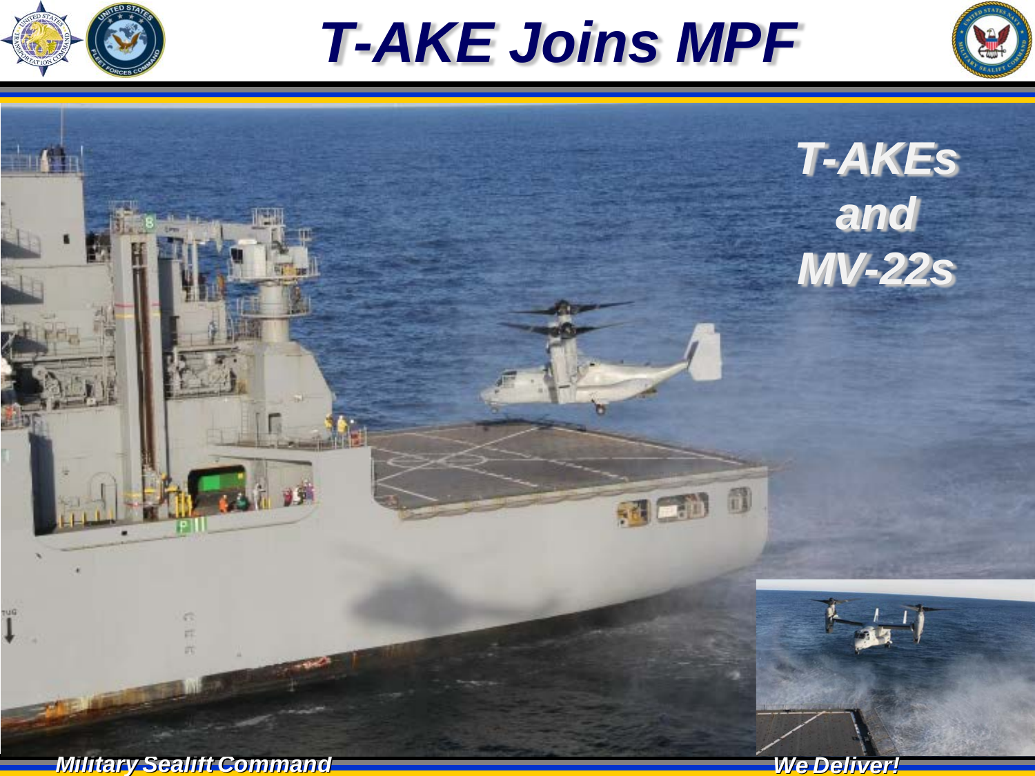# T-AKE Joins MPF

T-AKEs and MV-22s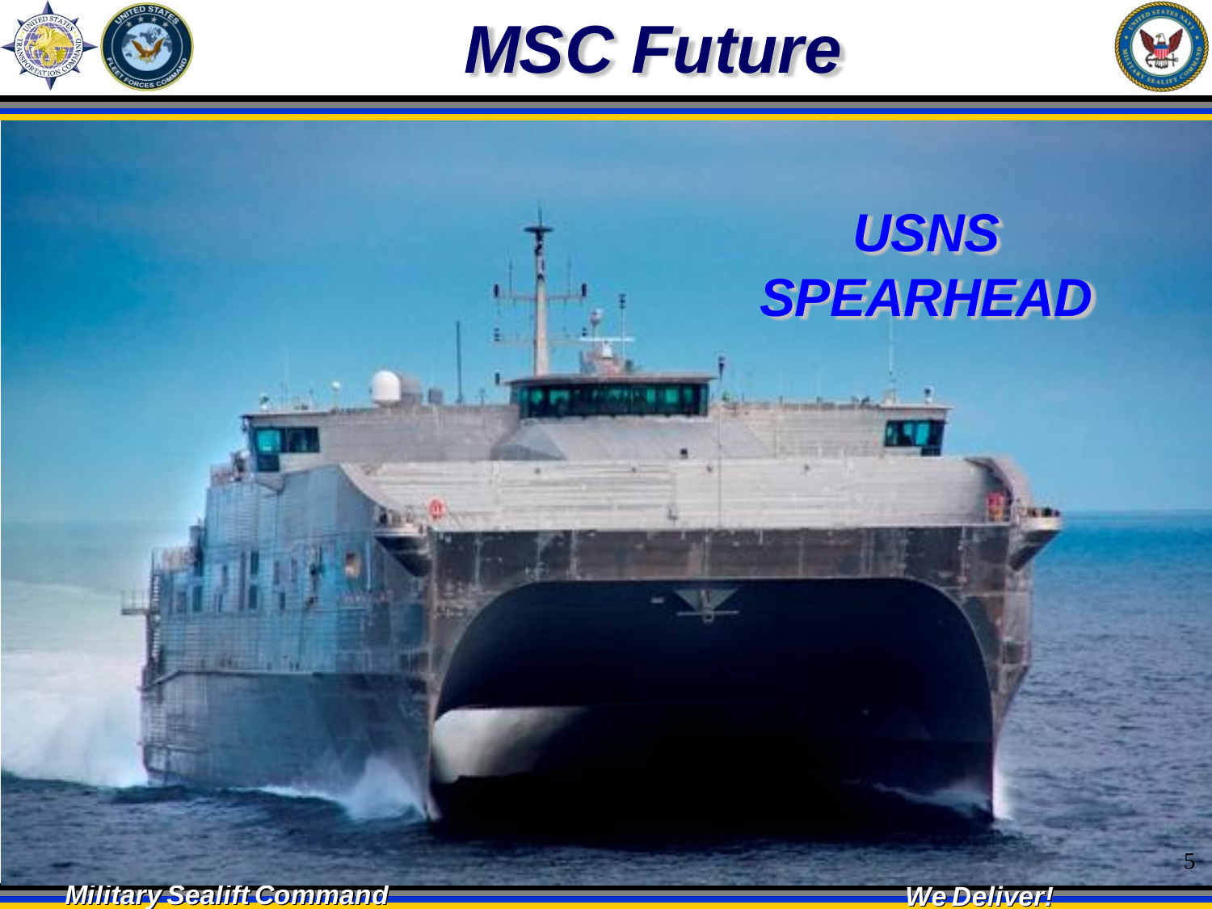# MSC Future

## USNS SPEARHEAD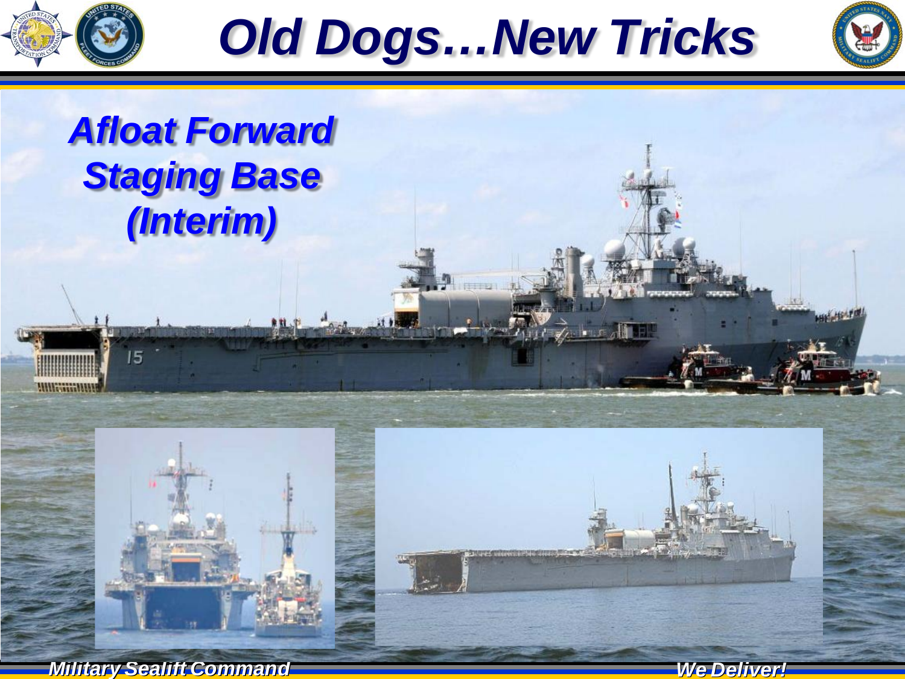# Old Dogs…New Tricks

## Afloat Forward Staging Base (Interim)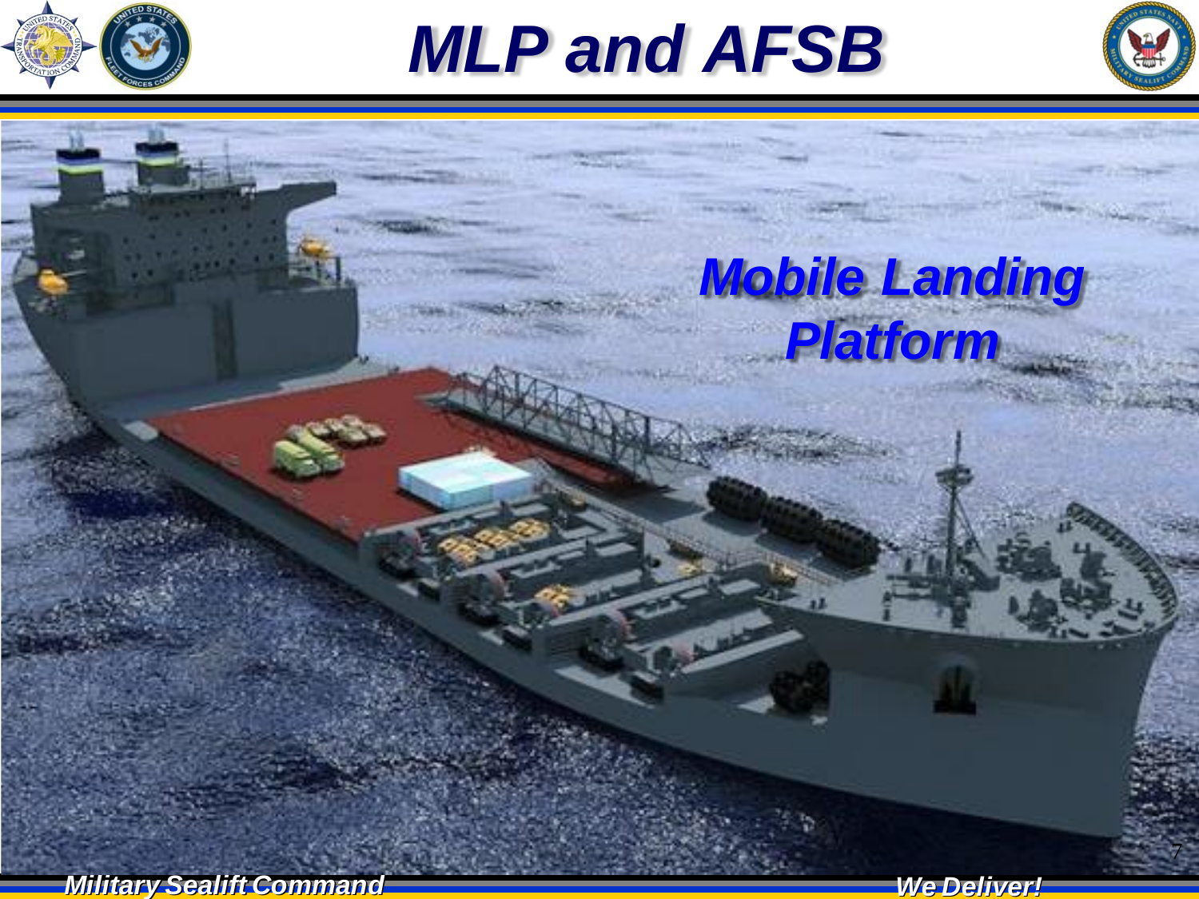# MLP and AFSB

Mobile Landing Platform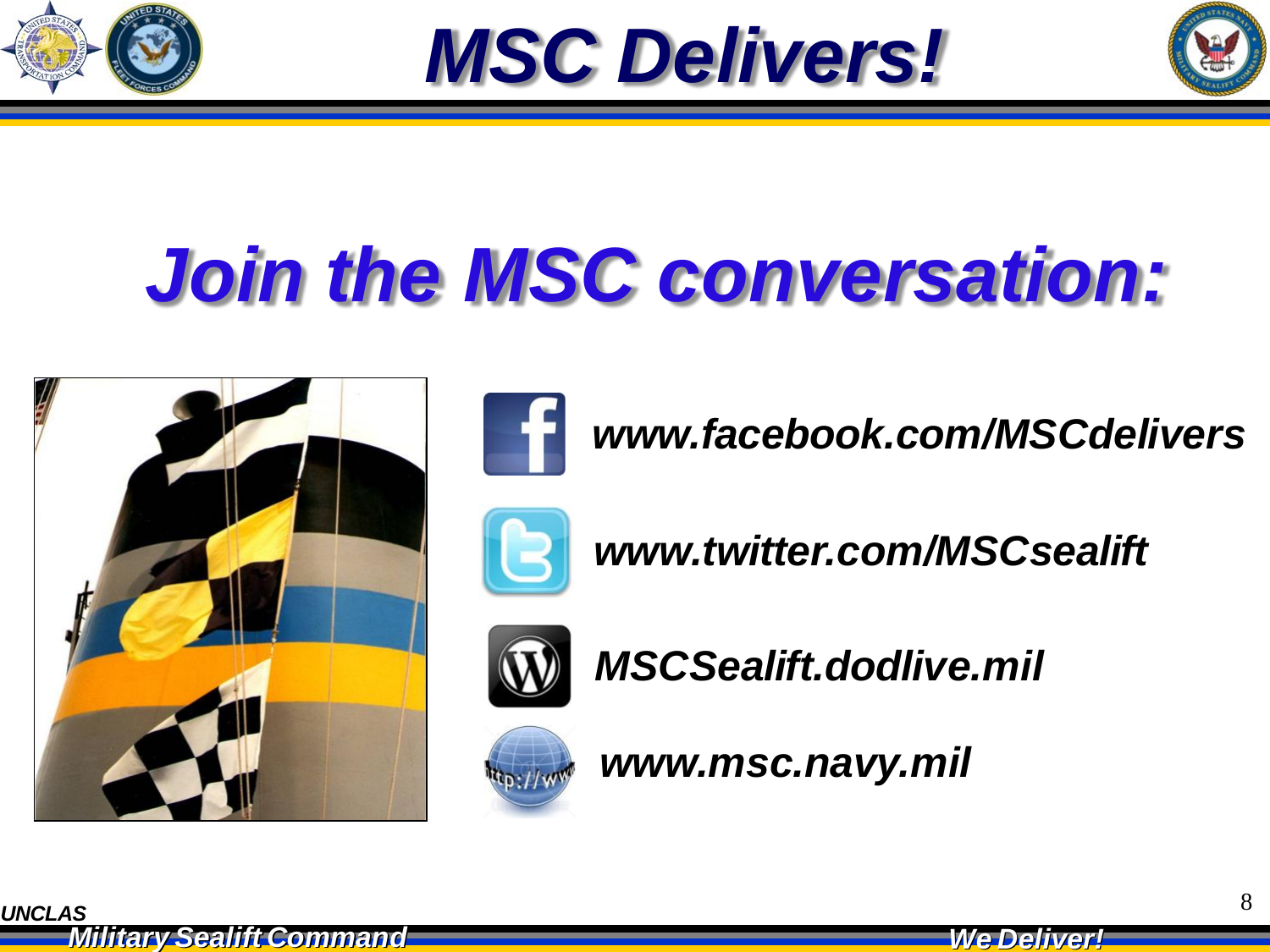# MSC Delivers!

## Join the MSC conversation:

*www.facebook.com/MSCdelivers*

*www.twitter.com/MSCsealift*

*MSCSealift.dodlive.mil*

*www.msc.navy.mil*

UNCLAS